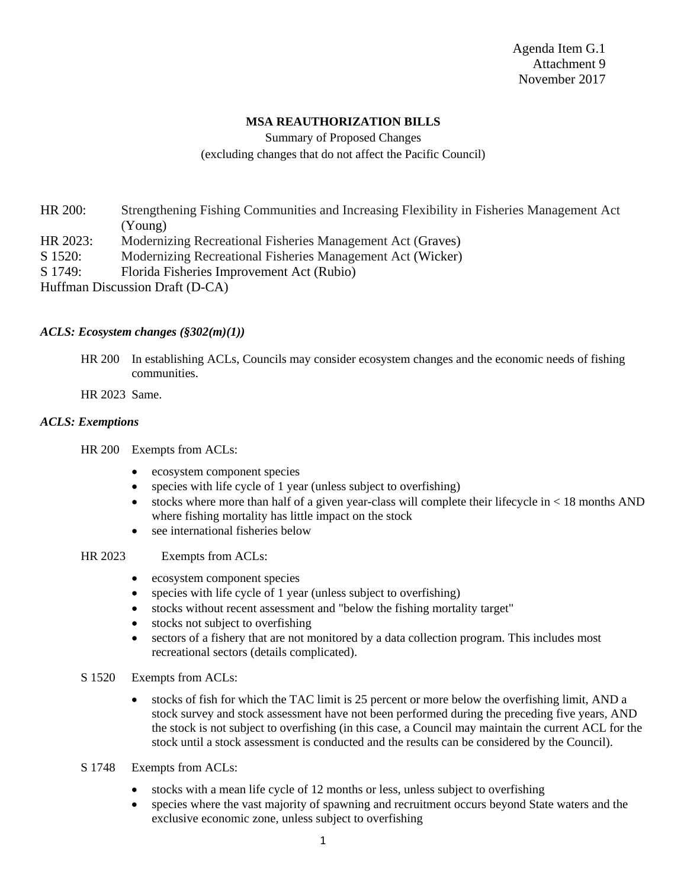Agenda Item G.1
Attachment 9
November 2017

**MSA REAUTHORIZATION BILLS**

Summary of Proposed Changes
(excluding changes that do not affect the Pacific Council)

HR 200: Strengthening Fishing Communities and Increasing Flexibility in Fisheries Management Act (Young)
HR 2023: Modernizing Recreational Fisheries Management Act (Graves)
S 1520: Modernizing Recreational Fisheries Management Act (Wicker)
S 1749: Florida Fisheries Improvement Act (Rubio)
Huffman Discussion Draft (D-CA)

***ACLS: Ecosystem changes (§302(m)(1))***

HR 200 In establishing ACLs, Councils may consider ecosystem changes and the economic needs of fishing communities.

HR 2023 Same.

***ACLS: Exemptions***

HR 200 Exempts from ACLs:

- ecosystem component species
- species with life cycle of 1 year (unless subject to overfishing)
- stocks where more than half of a given year-class will complete their lifecycle in < 18 months AND where fishing mortality has little impact on the stock
- see international fisheries below

HR 2023 Exempts from ACLs:

- ecosystem component species
- species with life cycle of 1 year (unless subject to overfishing)
- stocks without recent assessment and "below the fishing mortality target"
- stocks not subject to overfishing
- sectors of a fishery that are not monitored by a data collection program. This includes most recreational sectors (details complicated).

S 1520 Exempts from ACLs:

- stocks of fish for which the TAC limit is 25 percent or more below the overfishing limit, AND a stock survey and stock assessment have not been performed during the preceding five years, AND the stock is not subject to overfishing (in this case, a Council may maintain the current ACL for the stock until a stock assessment is conducted and the results can be considered by the Council).

S 1748 Exempts from ACLs:

- stocks with a mean life cycle of 12 months or less, unless subject to overfishing
- species where the vast majority of spawning and recruitment occurs beyond State waters and the exclusive economic zone, unless subject to overfishing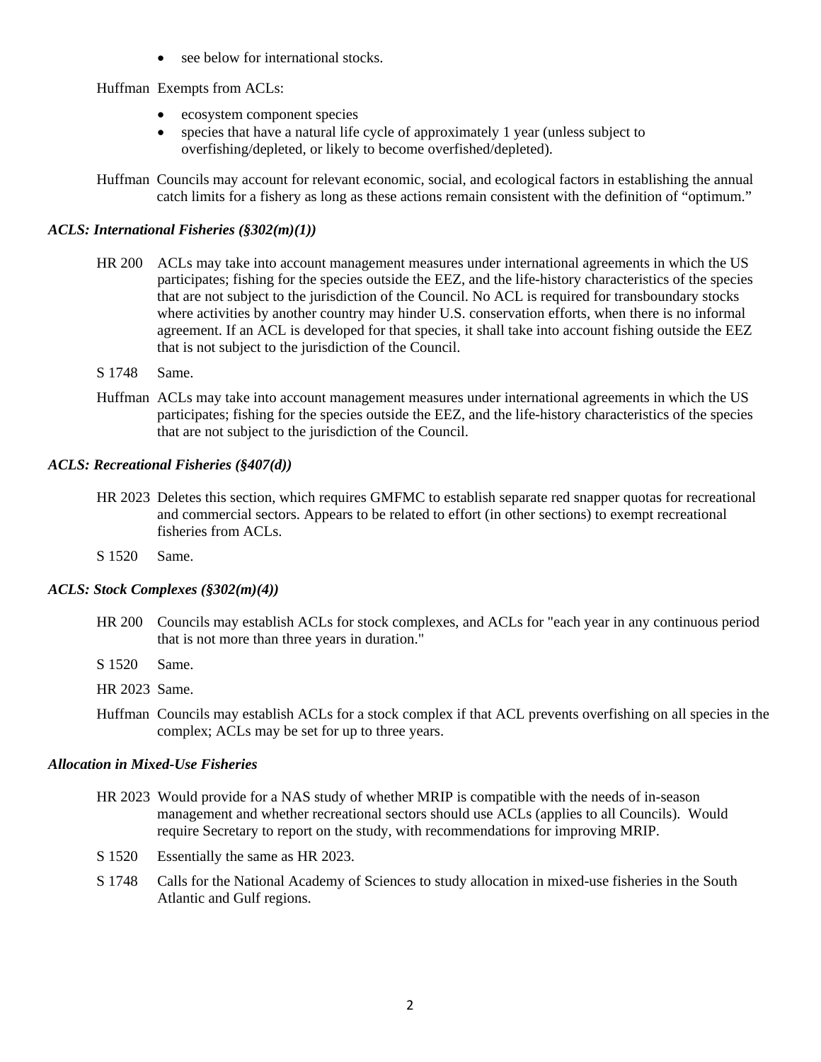- see below for international stocks.

Huffman Exempts from ACLs:

- ecosystem component species
- species that have a natural life cycle of approximately 1 year (unless subject to overfishing/depleted, or likely to become overfished/depleted).

Huffman Councils may account for relevant economic, social, and ecological factors in establishing the annual catch limits for a fishery as long as these actions remain consistent with the definition of "optimum."

### *ACLS: International Fisheries (§302(m)(1))*

HR 200 ACLs may take into account management measures under international agreements in which the US participates; fishing for the species outside the EEZ, and the life-history characteristics of the species that are not subject to the jurisdiction of the Council. No ACL is required for transboundary stocks where activities by another country may hinder U.S. conservation efforts, when there is no informal agreement. If an ACL is developed for that species, it shall take into account fishing outside the EEZ that is not subject to the jurisdiction of the Council.

S 1748 Same.

Huffman ACLs may take into account management measures under international agreements in which the US participates; fishing for the species outside the EEZ, and the life-history characteristics of the species that are not subject to the jurisdiction of the Council.

### *ACLS: Recreational Fisheries (§407(d))*

HR 2023 Deletes this section, which requires GMFMC to establish separate red snapper quotas for recreational and commercial sectors. Appears to be related to effort (in other sections) to exempt recreational fisheries from ACLs.

S 1520 Same.

### *ACLS: Stock Complexes (§302(m)(4))*

HR 200 Councils may establish ACLs for stock complexes, and ACLs for "each year in any continuous period that is not more than three years in duration."

S 1520 Same.

HR 2023 Same.

Huffman Councils may establish ACLs for a stock complex if that ACL prevents overfishing on all species in the complex; ACLs may be set for up to three years.

### *Allocation in Mixed-Use Fisheries*

HR 2023 Would provide for a NAS study of whether MRIP is compatible with the needs of in-season management and whether recreational sectors should use ACLs (applies to all Councils). Would require Secretary to report on the study, with recommendations for improving MRIP.

S 1520 Essentially the same as HR 2023.

S 1748 Calls for the National Academy of Sciences to study allocation in mixed-use fisheries in the South Atlantic and Gulf regions.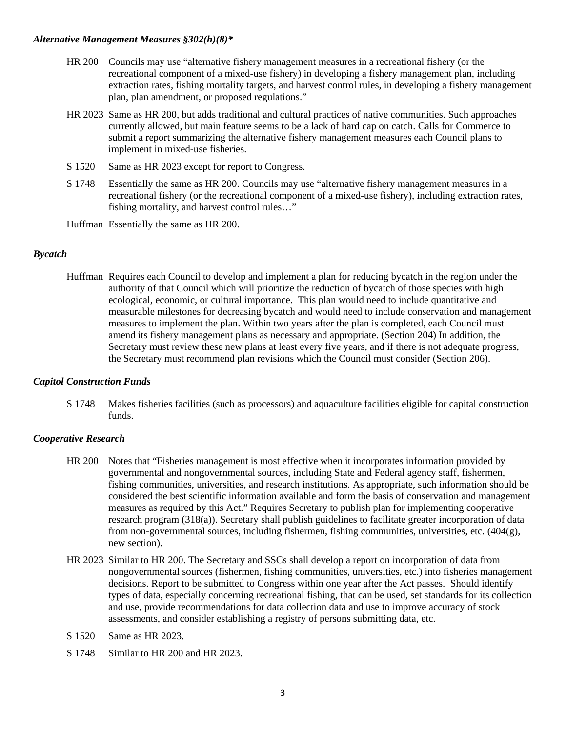***Alternative Management Measures §302(h)(8)****

HR 200 Councils may use "alternative fishery management measures in a recreational fishery (or the recreational component of a mixed-use fishery) in developing a fishery management plan, including extraction rates, fishing mortality targets, and harvest control rules, in developing a fishery management plan, plan amendment, or proposed regulations."

HR 2023 Same as HR 200, but adds traditional and cultural practices of native communities. Such approaches currently allowed, but main feature seems to be a lack of hard cap on catch. Calls for Commerce to submit a report summarizing the alternative fishery management measures each Council plans to implement in mixed-use fisheries.

S 1520 Same as HR 2023 except for report to Congress.

S 1748 Essentially the same as HR 200. Councils may use "alternative fishery management measures in a recreational fishery (or the recreational component of a mixed-use fishery), including extraction rates, fishing mortality, and harvest control rules…"

Huffman Essentially the same as HR 200.

***Bycatch***

Huffman Requires each Council to develop and implement a plan for reducing bycatch in the region under the authority of that Council which will prioritize the reduction of bycatch of those species with high ecological, economic, or cultural importance. This plan would need to include quantitative and measurable milestones for decreasing bycatch and would need to include conservation and management measures to implement the plan. Within two years after the plan is completed, each Council must amend its fishery management plans as necessary and appropriate. (Section 204) In addition, the Secretary must review these new plans at least every five years, and if there is not adequate progress, the Secretary must recommend plan revisions which the Council must consider (Section 206).

***Capitol Construction Funds***

S 1748 Makes fisheries facilities (such as processors) and aquaculture facilities eligible for capital construction funds.

***Cooperative Research***

HR 200 Notes that "Fisheries management is most effective when it incorporates information provided by governmental and nongovernmental sources, including State and Federal agency staff, fishermen, fishing communities, universities, and research institutions. As appropriate, such information should be considered the best scientific information available and form the basis of conservation and management measures as required by this Act." Requires Secretary to publish plan for implementing cooperative research program (318(a)). Secretary shall publish guidelines to facilitate greater incorporation of data from non-governmental sources, including fishermen, fishing communities, universities, etc. (404(g), new section).

HR 2023 Similar to HR 200. The Secretary and SSCs shall develop a report on incorporation of data from nongovernmental sources (fishermen, fishing communities, universities, etc.) into fisheries management decisions. Report to be submitted to Congress within one year after the Act passes. Should identify types of data, especially concerning recreational fishing, that can be used, set standards for its collection and use, provide recommendations for data collection data and use to improve accuracy of stock assessments, and consider establishing a registry of persons submitting data, etc.

S 1520 Same as HR 2023.

S 1748 Similar to HR 200 and HR 2023.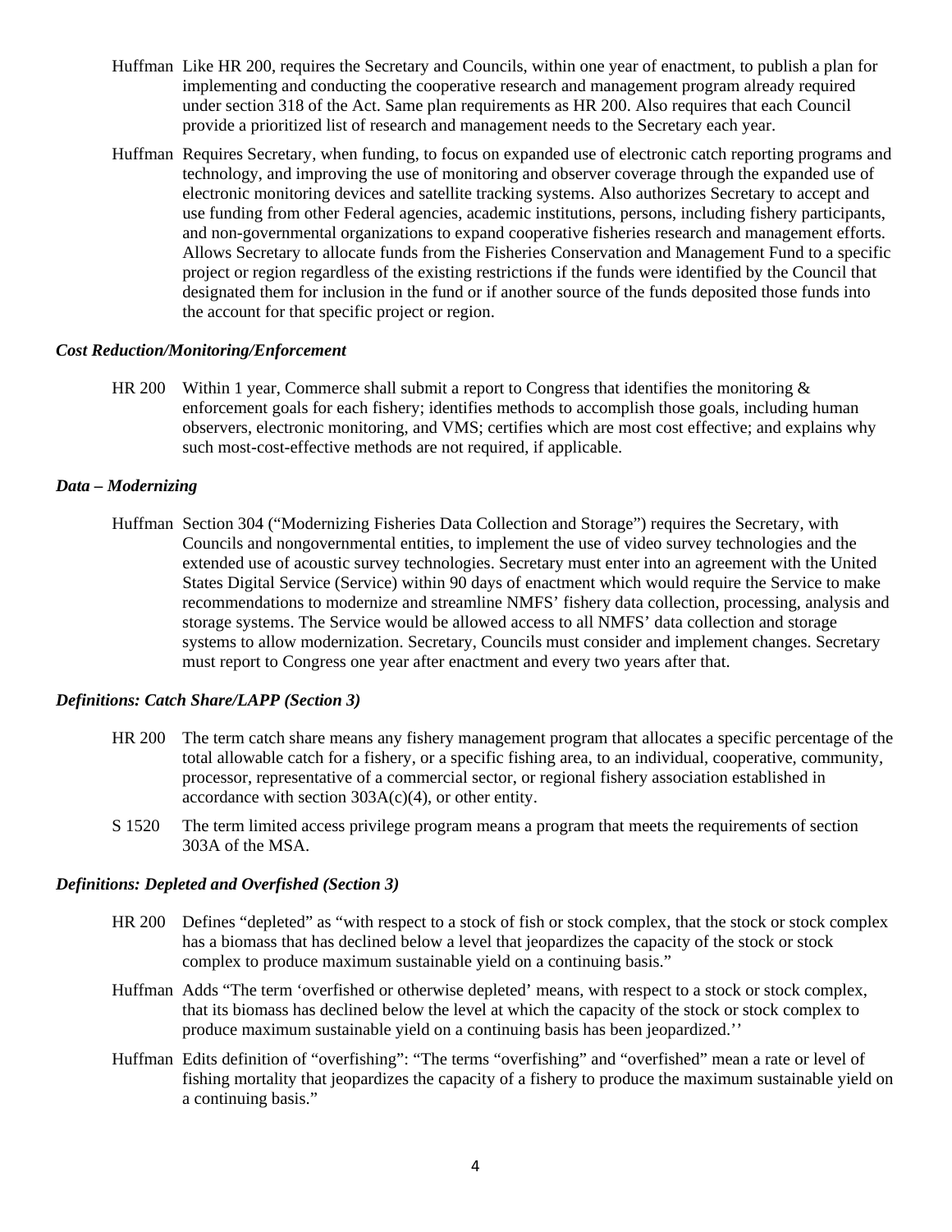Huffman Like HR 200, requires the Secretary and Councils, within one year of enactment, to publish a plan for implementing and conducting the cooperative research and management program already required under section 318 of the Act. Same plan requirements as HR 200. Also requires that each Council provide a prioritized list of research and management needs to the Secretary each year.

Huffman Requires Secretary, when funding, to focus on expanded use of electronic catch reporting programs and technology, and improving the use of monitoring and observer coverage through the expanded use of electronic monitoring devices and satellite tracking systems. Also authorizes Secretary to accept and use funding from other Federal agencies, academic institutions, persons, including fishery participants, and non-governmental organizations to expand cooperative fisheries research and management efforts. Allows Secretary to allocate funds from the Fisheries Conservation and Management Fund to a specific project or region regardless of the existing restrictions if the funds were identified by the Council that designated them for inclusion in the fund or if another source of the funds deposited those funds into the account for that specific project or region.

***Cost Reduction/Monitoring/Enforcement***

HR 200 Within 1 year, Commerce shall submit a report to Congress that identifies the monitoring & enforcement goals for each fishery; identifies methods to accomplish those goals, including human observers, electronic monitoring, and VMS; certifies which are most cost effective; and explains why such most-cost-effective methods are not required, if applicable.

***Data – Modernizing***

Huffman Section 304 ("Modernizing Fisheries Data Collection and Storage") requires the Secretary, with Councils and nongovernmental entities, to implement the use of video survey technologies and the extended use of acoustic survey technologies. Secretary must enter into an agreement with the United States Digital Service (Service) within 90 days of enactment which would require the Service to make recommendations to modernize and streamline NMFS' fishery data collection, processing, analysis and storage systems. The Service would be allowed access to all NMFS' data collection and storage systems to allow modernization. Secretary, Councils must consider and implement changes. Secretary must report to Congress one year after enactment and every two years after that.

***Definitions: Catch Share/LAPP (Section 3)***

HR 200 The term catch share means any fishery management program that allocates a specific percentage of the total allowable catch for a fishery, or a specific fishing area, to an individual, cooperative, community, processor, representative of a commercial sector, or regional fishery association established in accordance with section 303A(c)(4), or other entity.

S 1520 The term limited access privilege program means a program that meets the requirements of section 303A of the MSA.

***Definitions: Depleted and Overfished (Section 3)***

HR 200 Defines "depleted" as "with respect to a stock of fish or stock complex, that the stock or stock complex has a biomass that has declined below a level that jeopardizes the capacity of the stock or stock complex to produce maximum sustainable yield on a continuing basis."

Huffman Adds "The term 'overfished or otherwise depleted' means, with respect to a stock or stock complex, that its biomass has declined below the level at which the capacity of the stock or stock complex to produce maximum sustainable yield on a continuing basis has been jeopardized.''

Huffman Edits definition of "overfishing": "The terms "overfishing" and "overfished" mean a rate or level of fishing mortality that jeopardizes the capacity of a fishery to produce the maximum sustainable yield on a continuing basis."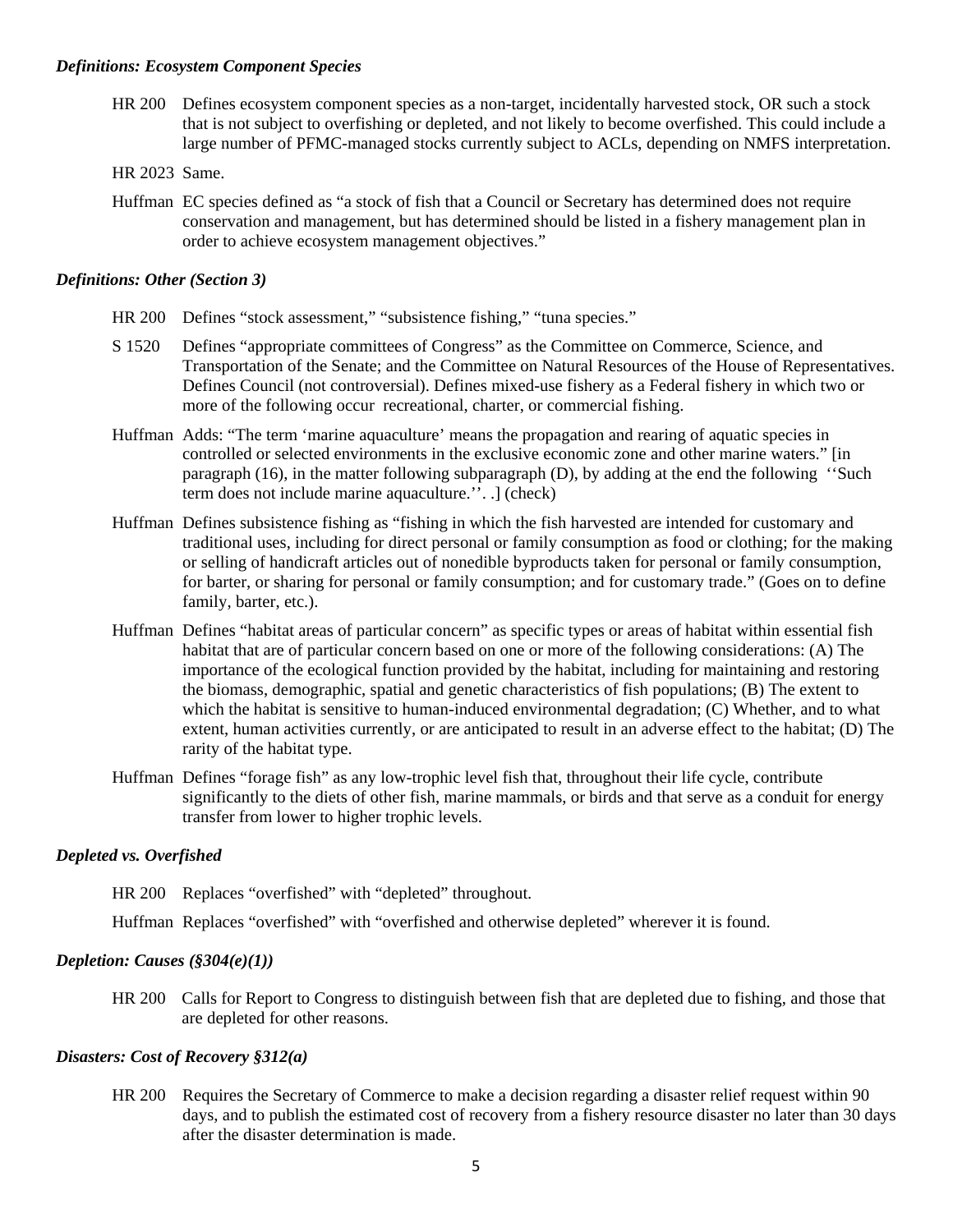### *Definitions: Ecosystem Component Species*

HR 200 Defines ecosystem component species as a non-target, incidentally harvested stock, OR such a stock that is not subject to overfishing or depleted, and not likely to become overfished. This could include a large number of PFMC-managed stocks currently subject to ACLs, depending on NMFS interpretation.

HR 2023 Same.

Huffman EC species defined as "a stock of fish that a Council or Secretary has determined does not require conservation and management, but has determined should be listed in a fishery management plan in order to achieve ecosystem management objectives."

### *Definitions: Other (Section 3)*

HR 200 Defines "stock assessment," "subsistence fishing," "tuna species."

S 1520 Defines "appropriate committees of Congress" as the Committee on Commerce, Science, and Transportation of the Senate; and the Committee on Natural Resources of the House of Representatives. Defines Council (not controversial). Defines mixed-use fishery as a Federal fishery in which two or more of the following occur recreational, charter, or commercial fishing.

Huffman Adds: "The term 'marine aquaculture' means the propagation and rearing of aquatic species in controlled or selected environments in the exclusive economic zone and other marine waters." [in paragraph (16), in the matter following subparagraph (D), by adding at the end the following ''Such term does not include marine aquaculture.''. .] (check)

Huffman Defines subsistence fishing as "fishing in which the fish harvested are intended for customary and traditional uses, including for direct personal or family consumption as food or clothing; for the making or selling of handicraft articles out of nonedible byproducts taken for personal or family consumption, for barter, or sharing for personal or family consumption; and for customary trade." (Goes on to define family, barter, etc.).

Huffman Defines "habitat areas of particular concern" as specific types or areas of habitat within essential fish habitat that are of particular concern based on one or more of the following considerations: (A) The importance of the ecological function provided by the habitat, including for maintaining and restoring the biomass, demographic, spatial and genetic characteristics of fish populations; (B) The extent to which the habitat is sensitive to human-induced environmental degradation; (C) Whether, and to what extent, human activities currently, or are anticipated to result in an adverse effect to the habitat; (D) The rarity of the habitat type.

Huffman Defines "forage fish" as any low-trophic level fish that, throughout their life cycle, contribute significantly to the diets of other fish, marine mammals, or birds and that serve as a conduit for energy transfer from lower to higher trophic levels.

### *Depleted vs. Overfished*

HR 200 Replaces "overfished" with "depleted" throughout.

Huffman Replaces "overfished" with "overfished and otherwise depleted" wherever it is found.

### *Depletion: Causes (§304(e)(1))*

HR 200 Calls for Report to Congress to distinguish between fish that are depleted due to fishing, and those that are depleted for other reasons.

### *Disasters: Cost of Recovery §312(a)*

HR 200 Requires the Secretary of Commerce to make a decision regarding a disaster relief request within 90 days, and to publish the estimated cost of recovery from a fishery resource disaster no later than 30 days after the disaster determination is made.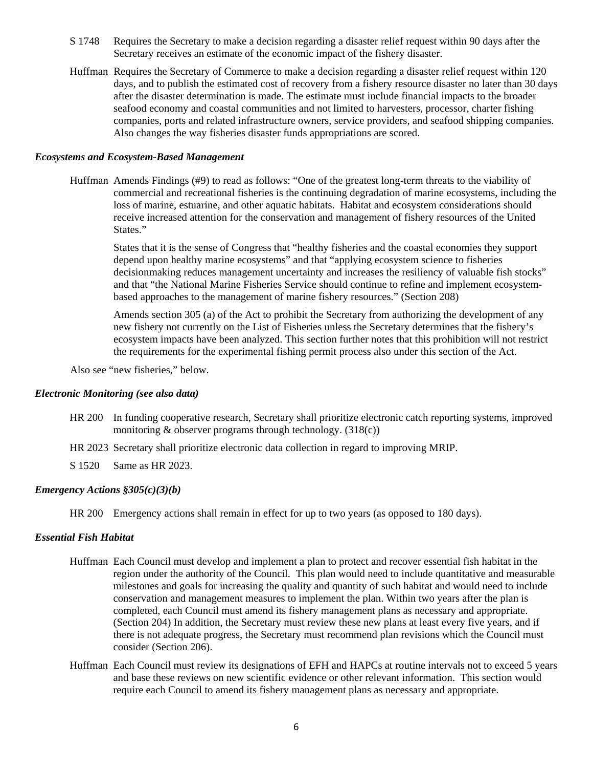S 1748 Requires the Secretary to make a decision regarding a disaster relief request within 90 days after the Secretary receives an estimate of the economic impact of the fishery disaster.

Huffman Requires the Secretary of Commerce to make a decision regarding a disaster relief request within 120 days, and to publish the estimated cost of recovery from a fishery resource disaster no later than 30 days after the disaster determination is made. The estimate must include financial impacts to the broader seafood economy and coastal communities and not limited to harvesters, processor, charter fishing companies, ports and related infrastructure owners, service providers, and seafood shipping companies. Also changes the way fisheries disaster funds appropriations are scored.

### *Ecosystems and Ecosystem-Based Management*

Huffman Amends Findings (#9) to read as follows: "One of the greatest long-term threats to the viability of commercial and recreational fisheries is the continuing degradation of marine ecosystems, including the loss of marine, estuarine, and other aquatic habitats. Habitat and ecosystem considerations should receive increased attention for the conservation and management of fishery resources of the United States."

States that it is the sense of Congress that "healthy fisheries and the coastal economies they support depend upon healthy marine ecosystems" and that "applying ecosystem science to fisheries decisionmaking reduces management uncertainty and increases the resiliency of valuable fish stocks" and that "the National Marine Fisheries Service should continue to refine and implement ecosystem-based approaches to the management of marine fishery resources." (Section 208)

Amends section 305 (a) of the Act to prohibit the Secretary from authorizing the development of any new fishery not currently on the List of Fisheries unless the Secretary determines that the fishery's ecosystem impacts have been analyzed. This section further notes that this prohibition will not restrict the requirements for the experimental fishing permit process also under this section of the Act.

Also see "new fisheries," below.

### *Electronic Monitoring (see also data)*

HR 200 In funding cooperative research, Secretary shall prioritize electronic catch reporting systems, improved monitoring & observer programs through technology. (318(c))

HR 2023 Secretary shall prioritize electronic data collection in regard to improving MRIP.

S 1520 Same as HR 2023.

### *Emergency Actions §305(c)(3)(b)*

HR 200 Emergency actions shall remain in effect for up to two years (as opposed to 180 days).

### *Essential Fish Habitat*

Huffman Each Council must develop and implement a plan to protect and recover essential fish habitat in the region under the authority of the Council. This plan would need to include quantitative and measurable milestones and goals for increasing the quality and quantity of such habitat and would need to include conservation and management measures to implement the plan. Within two years after the plan is completed, each Council must amend its fishery management plans as necessary and appropriate. (Section 204) In addition, the Secretary must review these new plans at least every five years, and if there is not adequate progress, the Secretary must recommend plan revisions which the Council must consider (Section 206).

Huffman Each Council must review its designations of EFH and HAPCs at routine intervals not to exceed 5 years and base these reviews on new scientific evidence or other relevant information. This section would require each Council to amend its fishery management plans as necessary and appropriate.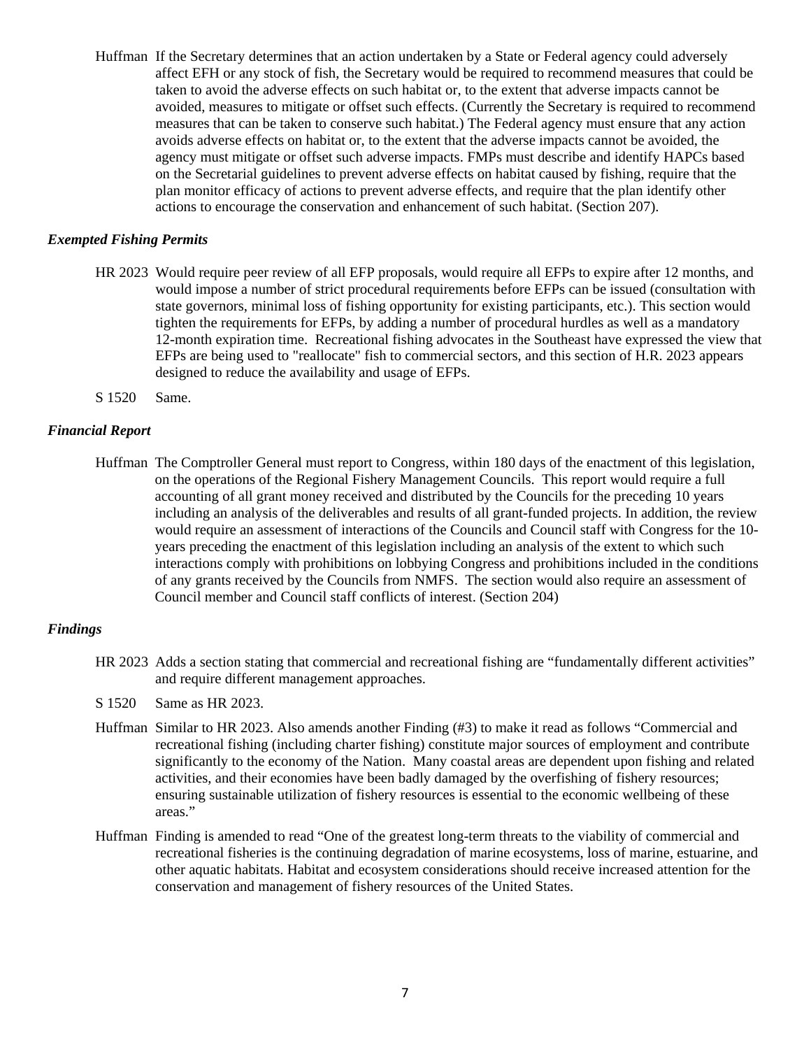Huffman If the Secretary determines that an action undertaken by a State or Federal agency could adversely affect EFH or any stock of fish, the Secretary would be required to recommend measures that could be taken to avoid the adverse effects on such habitat or, to the extent that adverse impacts cannot be avoided, measures to mitigate or offset such effects. (Currently the Secretary is required to recommend measures that can be taken to conserve such habitat.) The Federal agency must ensure that any action avoids adverse effects on habitat or, to the extent that the adverse impacts cannot be avoided, the agency must mitigate or offset such adverse impacts. FMPs must describe and identify HAPCs based on the Secretarial guidelines to prevent adverse effects on habitat caused by fishing, require that the plan monitor efficacy of actions to prevent adverse effects, and require that the plan identify other actions to encourage the conservation and enhancement of such habitat. (Section 207).

### *Exempted Fishing Permits*

HR 2023 Would require peer review of all EFP proposals, would require all EFPs to expire after 12 months, and would impose a number of strict procedural requirements before EFPs can be issued (consultation with state governors, minimal loss of fishing opportunity for existing participants, etc.). This section would tighten the requirements for EFPs, by adding a number of procedural hurdles as well as a mandatory 12-month expiration time. Recreational fishing advocates in the Southeast have expressed the view that EFPs are being used to "reallocate" fish to commercial sectors, and this section of H.R. 2023 appears designed to reduce the availability and usage of EFPs.

S 1520 Same.

### *Financial Report*

Huffman The Comptroller General must report to Congress, within 180 days of the enactment of this legislation, on the operations of the Regional Fishery Management Councils. This report would require a full accounting of all grant money received and distributed by the Councils for the preceding 10 years including an analysis of the deliverables and results of all grant-funded projects. In addition, the review would require an assessment of interactions of the Councils and Council staff with Congress for the 10-years preceding the enactment of this legislation including an analysis of the extent to which such interactions comply with prohibitions on lobbying Congress and prohibitions included in the conditions of any grants received by the Councils from NMFS. The section would also require an assessment of Council member and Council staff conflicts of interest. (Section 204)

### *Findings*

HR 2023 Adds a section stating that commercial and recreational fishing are "fundamentally different activities" and require different management approaches.

S 1520 Same as HR 2023.

Huffman Similar to HR 2023. Also amends another Finding (#3) to make it read as follows "Commercial and recreational fishing (including charter fishing) constitute major sources of employment and contribute significantly to the economy of the Nation. Many coastal areas are dependent upon fishing and related activities, and their economies have been badly damaged by the overfishing of fishery resources; ensuring sustainable utilization of fishery resources is essential to the economic wellbeing of these areas."

Huffman Finding is amended to read "One of the greatest long-term threats to the viability of commercial and recreational fisheries is the continuing degradation of marine ecosystems, loss of marine, estuarine, and other aquatic habitats. Habitat and ecosystem considerations should receive increased attention for the conservation and management of fishery resources of the United States.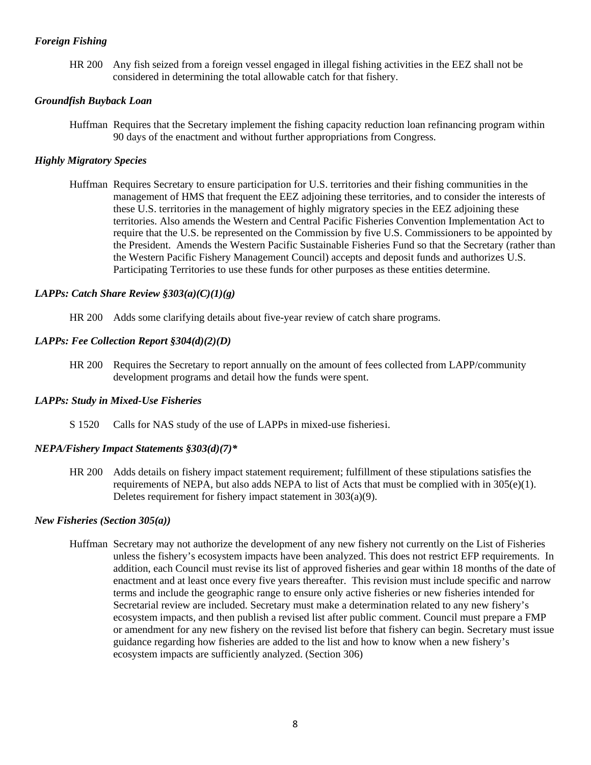### *Foreign Fishing*

HR 200 Any fish seized from a foreign vessel engaged in illegal fishing activities in the EEZ shall not be considered in determining the total allowable catch for that fishery.

### *Groundfish Buyback Loan*

Huffman Requires that the Secretary implement the fishing capacity reduction loan refinancing program within 90 days of the enactment and without further appropriations from Congress.

### *Highly Migratory Species*

Huffman Requires Secretary to ensure participation for U.S. territories and their fishing communities in the management of HMS that frequent the EEZ adjoining these territories, and to consider the interests of these U.S. territories in the management of highly migratory species in the EEZ adjoining these territories. Also amends the Western and Central Pacific Fisheries Convention Implementation Act to require that the U.S. be represented on the Commission by five U.S. Commissioners to be appointed by the President. Amends the Western Pacific Sustainable Fisheries Fund so that the Secretary (rather than the Western Pacific Fishery Management Council) accepts and deposit funds and authorizes U.S. Participating Territories to use these funds for other purposes as these entities determine.

### *LAPPs: Catch Share Review §303(a)(C)(1)(g)*

HR 200 Adds some clarifying details about five-year review of catch share programs.

### *LAPPs: Fee Collection Report §304(d)(2)(D)*

HR 200 Requires the Secretary to report annually on the amount of fees collected from LAPP/community development programs and detail how the funds were spent.

### *LAPPs: Study in Mixed-Use Fisheries*

S 1520 Calls for NAS study of the use of LAPPs in mixed-use fisheriesi.

### *NEPA/Fishery Impact Statements §303(d)(7)**

HR 200 Adds details on fishery impact statement requirement; fulfillment of these stipulations satisfies the requirements of NEPA, but also adds NEPA to list of Acts that must be complied with in 305(e)(1). Deletes requirement for fishery impact statement in 303(a)(9).

### *New Fisheries (Section 305(a))*

Huffman Secretary may not authorize the development of any new fishery not currently on the List of Fisheries unless the fishery's ecosystem impacts have been analyzed. This does not restrict EFP requirements. In addition, each Council must revise its list of approved fisheries and gear within 18 months of the date of enactment and at least once every five years thereafter. This revision must include specific and narrow terms and include the geographic range to ensure only active fisheries or new fisheries intended for Secretarial review are included. Secretary must make a determination related to any new fishery's ecosystem impacts, and then publish a revised list after public comment. Council must prepare a FMP or amendment for any new fishery on the revised list before that fishery can begin. Secretary must issue guidance regarding how fisheries are added to the list and how to know when a new fishery's ecosystem impacts are sufficiently analyzed. (Section 306)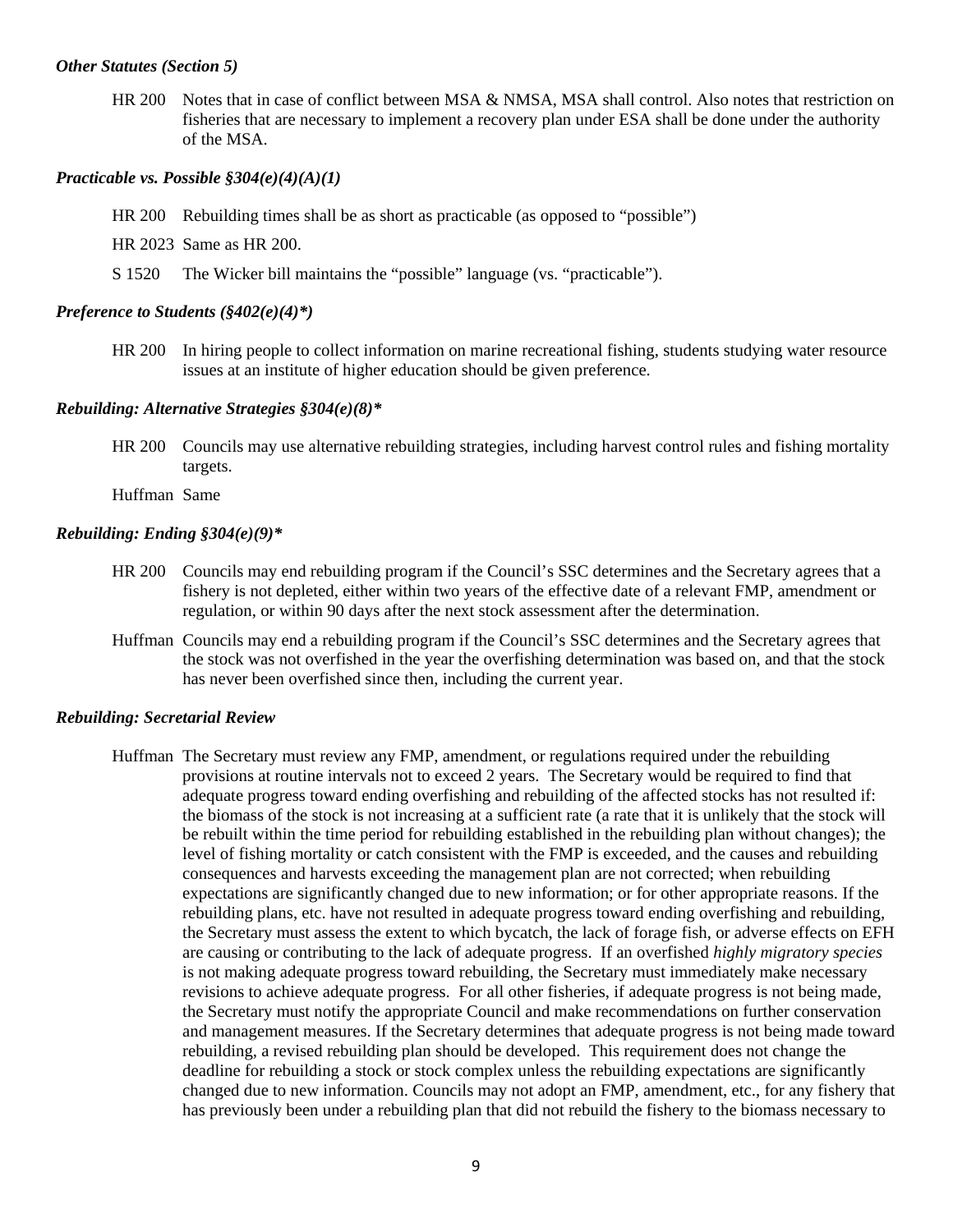***Other Statutes (Section 5)***

HR 200 Notes that in case of conflict between MSA & NMSA, MSA shall control. Also notes that restriction on fisheries that are necessary to implement a recovery plan under ESA shall be done under the authority of the MSA.

***Practicable vs. Possible §304(e)(4)(A)(1)***

HR 200 Rebuilding times shall be as short as practicable (as opposed to "possible")

HR 2023 Same as HR 200.

S 1520 The Wicker bill maintains the "possible" language (vs. "practicable").

***Preference to Students (§402(e)(4)*)***

HR 200 In hiring people to collect information on marine recreational fishing, students studying water resource issues at an institute of higher education should be given preference.

***Rebuilding: Alternative Strategies §304(e)(8)****

HR 200 Councils may use alternative rebuilding strategies, including harvest control rules and fishing mortality targets.

Huffman Same

***Rebuilding: Ending §304(e)(9)****

HR 200 Councils may end rebuilding program if the Council's SSC determines and the Secretary agrees that a fishery is not depleted, either within two years of the effective date of a relevant FMP, amendment or regulation, or within 90 days after the next stock assessment after the determination.

Huffman Councils may end a rebuilding program if the Council's SSC determines and the Secretary agrees that the stock was not overfished in the year the overfishing determination was based on, and that the stock has never been overfished since then, including the current year.

***Rebuilding: Secretarial Review***

Huffman The Secretary must review any FMP, amendment, or regulations required under the rebuilding provisions at routine intervals not to exceed 2 years. The Secretary would be required to find that adequate progress toward ending overfishing and rebuilding of the affected stocks has not resulted if: the biomass of the stock is not increasing at a sufficient rate (a rate that it is unlikely that the stock will be rebuilt within the time period for rebuilding established in the rebuilding plan without changes); the level of fishing mortality or catch consistent with the FMP is exceeded, and the causes and rebuilding consequences and harvests exceeding the management plan are not corrected; when rebuilding expectations are significantly changed due to new information; or for other appropriate reasons. If the rebuilding plans, etc. have not resulted in adequate progress toward ending overfishing and rebuilding, the Secretary must assess the extent to which bycatch, the lack of forage fish, or adverse effects on EFH are causing or contributing to the lack of adequate progress. If an overfished *highly migratory species* is not making adequate progress toward rebuilding, the Secretary must immediately make necessary revisions to achieve adequate progress. For all other fisheries, if adequate progress is not being made, the Secretary must notify the appropriate Council and make recommendations on further conservation and management measures. If the Secretary determines that adequate progress is not being made toward rebuilding, a revised rebuilding plan should be developed. This requirement does not change the deadline for rebuilding a stock or stock complex unless the rebuilding expectations are significantly changed due to new information. Councils may not adopt an FMP, amendment, etc., for any fishery that has previously been under a rebuilding plan that did not rebuild the fishery to the biomass necessary to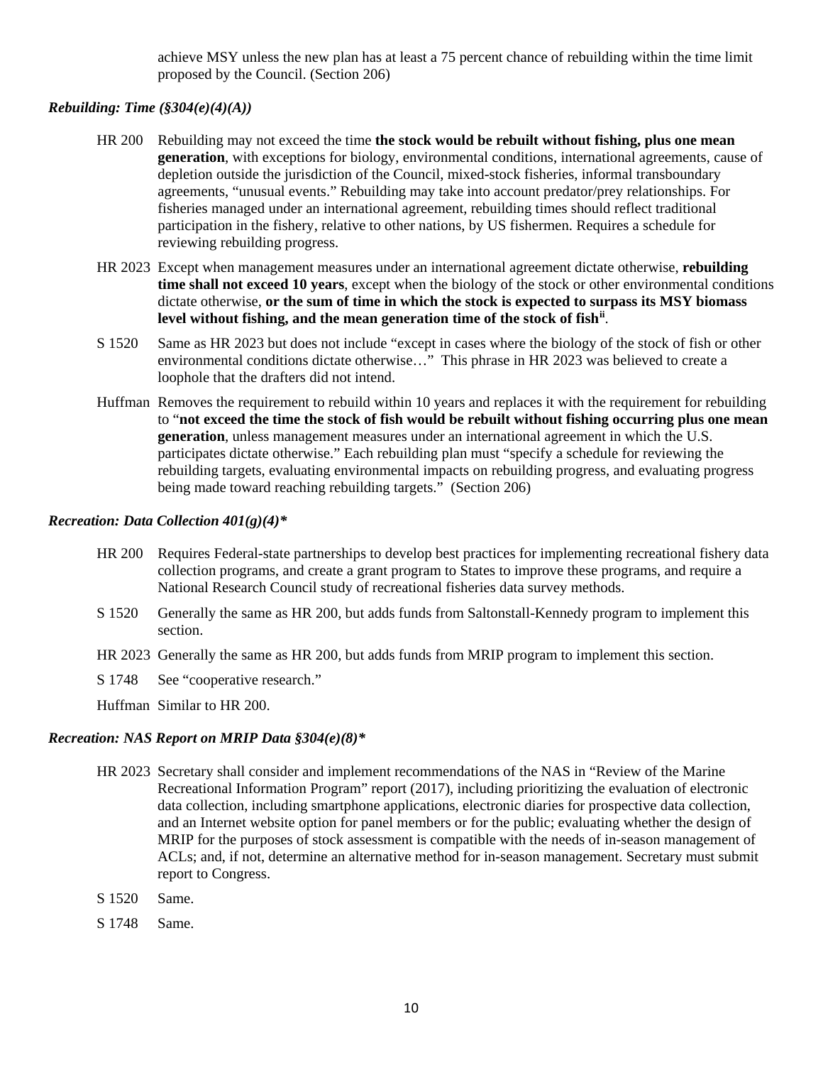achieve MSY unless the new plan has at least a 75 percent chance of rebuilding within the time limit proposed by the Council. (Section 206)

***Rebuilding: Time (§304(e)(4)(A))***

HR 200 Rebuilding may not exceed the time **the stock would be rebuilt without fishing, plus one mean generation**, with exceptions for biology, environmental conditions, international agreements, cause of depletion outside the jurisdiction of the Council, mixed-stock fisheries, informal transboundary agreements, "unusual events." Rebuilding may take into account predator/prey relationships. For fisheries managed under an international agreement, rebuilding times should reflect traditional participation in the fishery, relative to other nations, by US fishermen. Requires a schedule for reviewing rebuilding progress.

HR 2023 Except when management measures under an international agreement dictate otherwise, **rebuilding time shall not exceed 10 years**, except when the biology of the stock or other environmental conditions dictate otherwise, **or the sum of time in which the stock is expected to surpass its MSY biomass level without fishing, and the mean generation time of the stock of fish**[ii].

S 1520 Same as HR 2023 but does not include "except in cases where the biology of the stock of fish or other environmental conditions dictate otherwise…" This phrase in HR 2023 was believed to create a loophole that the drafters did not intend.

Huffman Removes the requirement to rebuild within 10 years and replaces it with the requirement for rebuilding to "**not exceed the time the stock of fish would be rebuilt without fishing occurring plus one mean generation**, unless management measures under an international agreement in which the U.S. participates dictate otherwise." Each rebuilding plan must "specify a schedule for reviewing the rebuilding targets, evaluating environmental impacts on rebuilding progress, and evaluating progress being made toward reaching rebuilding targets." (Section 206)

***Recreation: Data Collection 401(g)(4)****

HR 200 Requires Federal-state partnerships to develop best practices for implementing recreational fishery data collection programs, and create a grant program to States to improve these programs, and require a National Research Council study of recreational fisheries data survey methods.

S 1520 Generally the same as HR 200, but adds funds from Saltonstall-Kennedy program to implement this section.

HR 2023 Generally the same as HR 200, but adds funds from MRIP program to implement this section.

S 1748 See "cooperative research."

Huffman Similar to HR 200.

***Recreation: NAS Report on MRIP Data §304(e)(8)****

HR 2023 Secretary shall consider and implement recommendations of the NAS in "Review of the Marine Recreational Information Program" report (2017), including prioritizing the evaluation of electronic data collection, including smartphone applications, electronic diaries for prospective data collection, and an Internet website option for panel members or for the public; evaluating whether the design of MRIP for the purposes of stock assessment is compatible with the needs of in-season management of ACLs; and, if not, determine an alternative method for in-season management. Secretary must submit report to Congress.

S 1520 Same.

S 1748 Same.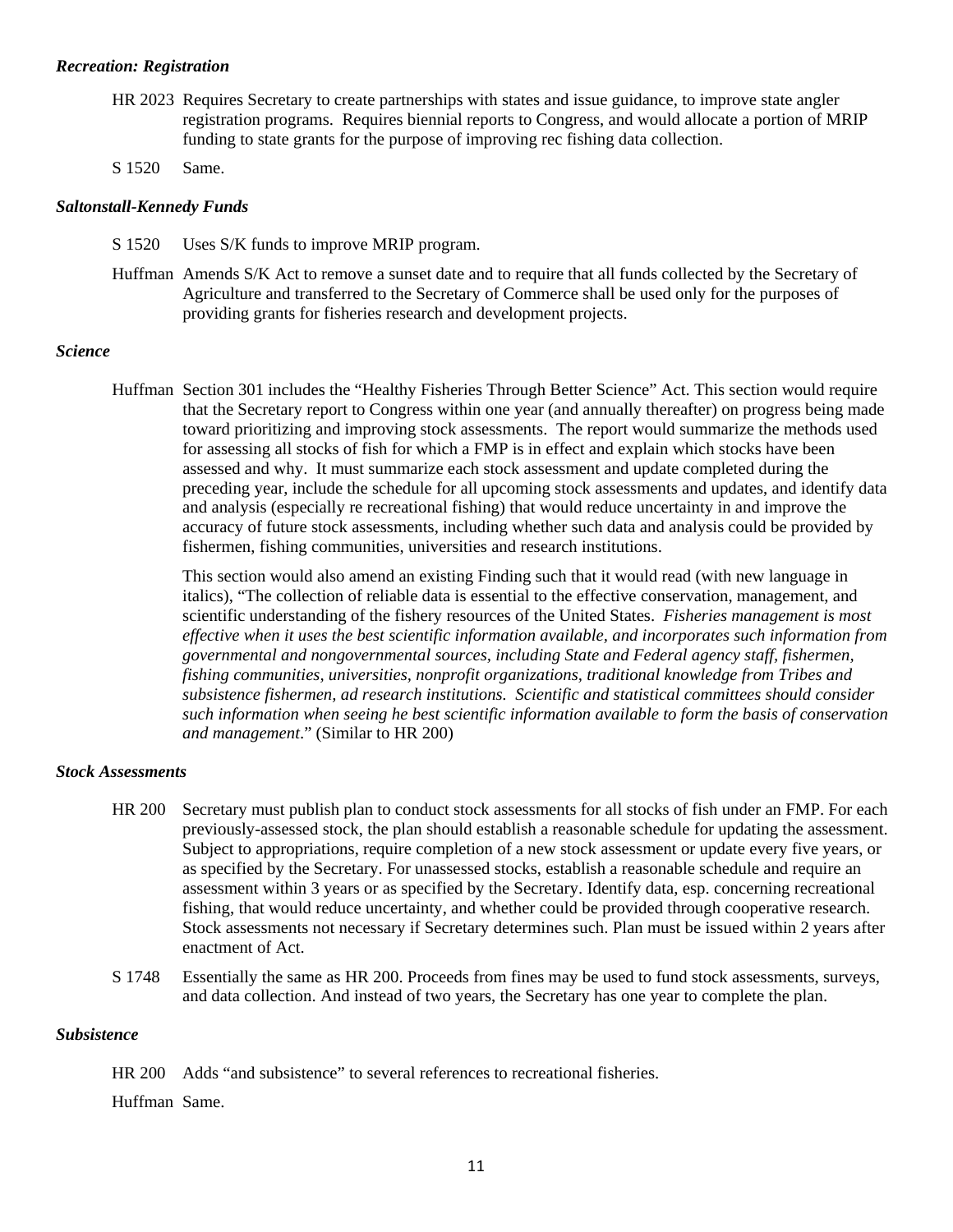***Recreation: Registration***

HR 2023 Requires Secretary to create partnerships with states and issue guidance, to improve state angler registration programs. Requires biennial reports to Congress, and would allocate a portion of MRIP funding to state grants for the purpose of improving rec fishing data collection.

S 1520 Same.

***Saltonstall-Kennedy Funds***

S 1520 Uses S/K funds to improve MRIP program.

Huffman Amends S/K Act to remove a sunset date and to require that all funds collected by the Secretary of Agriculture and transferred to the Secretary of Commerce shall be used only for the purposes of providing grants for fisheries research and development projects.

***Science***

Huffman Section 301 includes the "Healthy Fisheries Through Better Science" Act. This section would require that the Secretary report to Congress within one year (and annually thereafter) on progress being made toward prioritizing and improving stock assessments. The report would summarize the methods used for assessing all stocks of fish for which a FMP is in effect and explain which stocks have been assessed and why. It must summarize each stock assessment and update completed during the preceding year, include the schedule for all upcoming stock assessments and updates, and identify data and analysis (especially re recreational fishing) that would reduce uncertainty in and improve the accuracy of future stock assessments, including whether such data and analysis could be provided by fishermen, fishing communities, universities and research institutions.

This section would also amend an existing Finding such that it would read (with new language in italics), "The collection of reliable data is essential to the effective conservation, management, and scientific understanding of the fishery resources of the United States. *Fisheries management is most effective when it uses the best scientific information available, and incorporates such information from governmental and nongovernmental sources, including State and Federal agency staff, fishermen, fishing communities, universities, nonprofit organizations, traditional knowledge from Tribes and subsistence fishermen, ad research institutions. Scientific and statistical committees should consider such information when seeing he best scientific information available to form the basis of conservation and management*." (Similar to HR 200)

***Stock Assessments***

HR 200 Secretary must publish plan to conduct stock assessments for all stocks of fish under an FMP. For each previously-assessed stock, the plan should establish a reasonable schedule for updating the assessment. Subject to appropriations, require completion of a new stock assessment or update every five years, or as specified by the Secretary. For unassessed stocks, establish a reasonable schedule and require an assessment within 3 years or as specified by the Secretary. Identify data, esp. concerning recreational fishing, that would reduce uncertainty, and whether could be provided through cooperative research. Stock assessments not necessary if Secretary determines such. Plan must be issued within 2 years after enactment of Act.

S 1748 Essentially the same as HR 200. Proceeds from fines may be used to fund stock assessments, surveys, and data collection. And instead of two years, the Secretary has one year to complete the plan.

***Subsistence***

HR 200 Adds "and subsistence" to several references to recreational fisheries.

Huffman Same.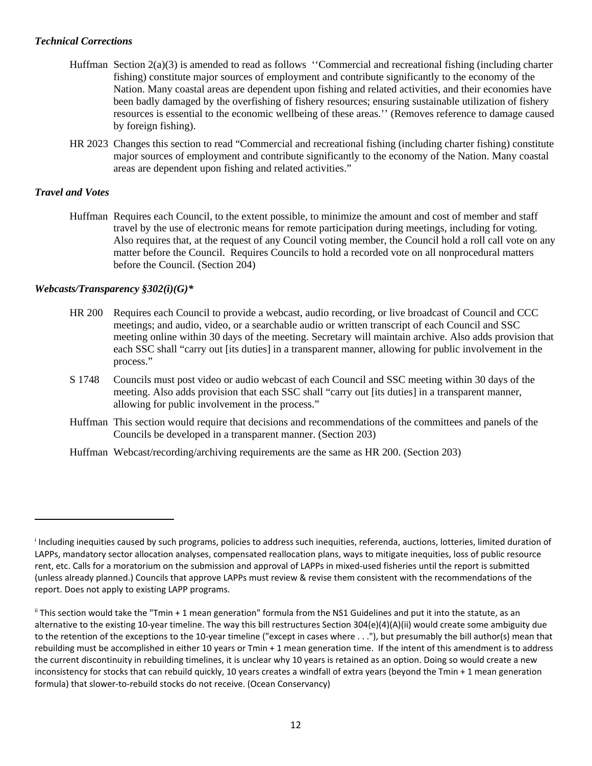### *Technical Corrections*

Huffman Section 2(a)(3) is amended to read as follows ‘‘Commercial and recreational fishing (including charter fishing) constitute major sources of employment and contribute significantly to the economy of the Nation. Many coastal areas are dependent upon fishing and related activities, and their economies have been badly damaged by the overfishing of fishery resources; ensuring sustainable utilization of fishery resources is essential to the economic wellbeing of these areas.’’ (Removes reference to damage caused by foreign fishing).

HR 2023 Changes this section to read “Commercial and recreational fishing (including charter fishing) constitute major sources of employment and contribute significantly to the economy of the Nation. Many coastal areas are dependent upon fishing and related activities.”

### *Travel and Votes*

Huffman Requires each Council, to the extent possible, to minimize the amount and cost of member and staff travel by the use of electronic means for remote participation during meetings, including for voting. Also requires that, at the request of any Council voting member, the Council hold a roll call vote on any matter before the Council. Requires Councils to hold a recorded vote on all nonprocedural matters before the Council. (Section 204)

### *Webcasts/Transparency §302(i)(G)**

HR 200 Requires each Council to provide a webcast, audio recording, or live broadcast of Council and CCC meetings; and audio, video, or a searchable audio or written transcript of each Council and SSC meeting online within 30 days of the meeting. Secretary will maintain archive. Also adds provision that each SSC shall “carry out [its duties] in a transparent manner, allowing for public involvement in the process.”

S 1748 Councils must post video or audio webcast of each Council and SSC meeting within 30 days of the meeting. Also adds provision that each SSC shall “carry out [its duties] in a transparent manner, allowing for public involvement in the process.”

Huffman This section would require that decisions and recommendations of the committees and panels of the Councils be developed in a transparent manner. (Section 203)

Huffman Webcast/recording/archiving requirements are the same as HR 200. (Section 203)

---

[i] Including inequities caused by such programs, policies to address such inequities, referenda, auctions, lotteries, limited duration of LAPPs, mandatory sector allocation analyses, compensated reallocation plans, ways to mitigate inequities, loss of public resource rent, etc. Calls for a moratorium on the submission and approval of LAPPs in mixed-used fisheries until the report is submitted (unless already planned.) Councils that approve LAPPs must review & revise them consistent with the recommendations of the report. Does not apply to existing LAPP programs.

[ii] This section would take the "Tmin + 1 mean generation" formula from the NS1 Guidelines and put it into the statute, as an alternative to the existing 10-year timeline. The way this bill restructures Section 304(e)(4)(A)(ii) would create some ambiguity due to the retention of the exceptions to the 10-year timeline ("except in cases where . . ."), but presumably the bill author(s) mean that rebuilding must be accomplished in either 10 years or Tmin + 1 mean generation time. If the intent of this amendment is to address the current discontinuity in rebuilding timelines, it is unclear why 10 years is retained as an option. Doing so would create a new inconsistency for stocks that can rebuild quickly, 10 years creates a windfall of extra years (beyond the Tmin + 1 mean generation formula) that slower-to-rebuild stocks do not receive. (Ocean Conservancy)